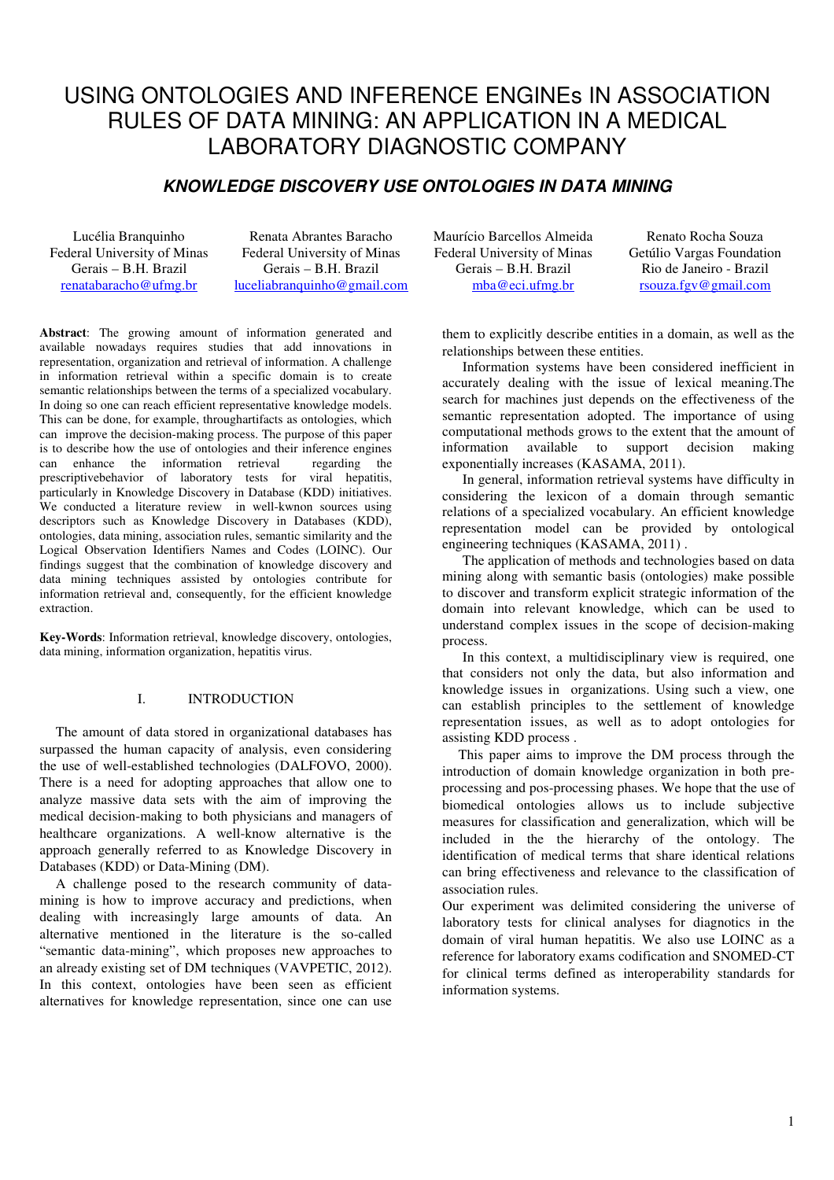# USING ONTOLOGIES AND INFERENCE ENGINEs IN ASSOCIATION RULES OF DATA MINING: AN APPLICATION IN A MEDICAL LABORATORY DIAGNOSTIC COMPANY

## *KNOWLEDGE DISCOVERY USE ONTOLOGIES IN DATA MINING*

Lucélia Branquinho
Federal University of Minas Gerais – B.H. Brazil
renatabaracho@ufmg.br

Renata Abrantes Baracho
Federal University of Minas Gerais – B.H. Brazil
luceliabranquinho@gmail.com

Maurício Barcellos Almeida
Federal University of Minas Gerais – B.H. Brazil
mba@eci.ufmg.br

Renato Rocha Souza
Getúlio Vargas Foundation
Rio de Janeiro - Brazil
rsouza.fgv@gmail.com

**Abstract**: The growing amount of information generated and available nowadays requires studies that add innovations in representation, organization and retrieval of information. A challenge in information retrieval within a specific domain is to create semantic relationships between the terms of a specialized vocabulary. In doing so one can reach efficient representative knowledge models. This can be done, for example, throughartifacts as ontologies, which can improve the decision-making process. The purpose of this paper is to describe how the use of ontologies and their inference engines can enhance the information retrieval regarding the prescriptivebehavior of laboratory tests for viral hepatitis, particularly in Knowledge Discovery in Database (KDD) initiatives. We conducted a literature review in well-kwnon sources using descriptors such as Knowledge Discovery in Databases (KDD), ontologies, data mining, association rules, semantic similarity and the Logical Observation Identifiers Names and Codes (LOINC). Our findings suggest that the combination of knowledge discovery and data mining techniques assisted by ontologies contribute for information retrieval and, consequently, for the efficient knowledge extraction.

**Key-Words**: Information retrieval, knowledge discovery, ontologies, data mining, information organization, hepatitis virus.

## I. INTRODUCTION

The amount of data stored in organizational databases has surpassed the human capacity of analysis, even considering the use of well-established technologies (DALFOVO, 2000). There is a need for adopting approaches that allow one to analyze massive data sets with the aim of improving the medical decision-making to both physicians and managers of healthcare organizations. A well-know alternative is the approach generally referred to as Knowledge Discovery in Databases (KDD) or Data-Mining (DM).

A challenge posed to the research community of data-mining is how to improve accuracy and predictions, when dealing with increasingly large amounts of data. An alternative mentioned in the literature is the so-called "semantic data-mining", which proposes new approaches to an already existing set of DM techniques (VAVPETIC, 2012). In this context, ontologies have been seen as efficient alternatives for knowledge representation, since one can use them to explicitly describe entities in a domain, as well as the relationships between these entities.

Information systems have been considered inefficient in accurately dealing with the issue of lexical meaning.The search for machines just depends on the effectiveness of the semantic representation adopted. The importance of using computational methods grows to the extent that the amount of information available to support decision making exponentially increases (KASAMA, 2011).

In general, information retrieval systems have difficulty in considering the lexicon of a domain through semantic relations of a specialized vocabulary. An efficient knowledge representation model can be provided by ontological engineering techniques (KASAMA, 2011) .

The application of methods and technologies based on data mining along with semantic basis (ontologies) make possible to discover and transform explicit strategic information of the domain into relevant knowledge, which can be used to understand complex issues in the scope of decision-making process.

In this context, a multidisciplinary view is required, one that considers not only the data, but also information and knowledge issues in organizations. Using such a view, one can establish principles to the settlement of knowledge representation issues, as well as to adopt ontologies for assisting KDD process .

This paper aims to improve the DM process through the introduction of domain knowledge organization in both pre-processing and pos-processing phases. We hope that the use of biomedical ontologies allows us to include subjective measures for classification and generalization, which will be included in the the hierarchy of the ontology. The identification of medical terms that share identical relations can bring effectiveness and relevance to the classification of association rules.

Our experiment was delimited considering the universe of laboratory tests for clinical analyses for diagnotics in the domain of viral human hepatitis. We also use LOINC as a reference for laboratory exams codification and SNOMED-CT for clinical terms defined as interoperability standards for information systems.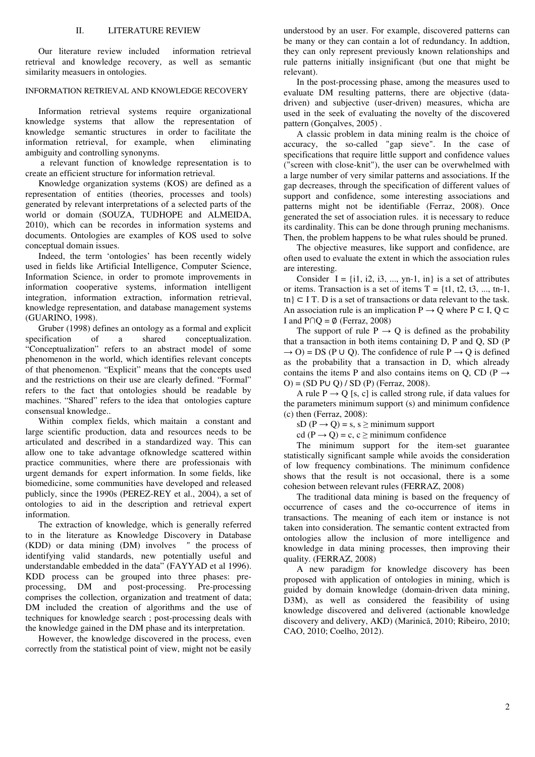## II. LITERATURE REVIEW

Our literature review included information retrieval retrieval and knowledge recovery, as well as semantic similarity measuers in ontologies.

### INFORMATION RETRIEVAL AND KNOWLEDGE RECOVERY

Information retrieval systems require organizational knowledge systems that allow the representation of knowledge semantic structures in order to facilitate the information retrieval, for example, when eliminating ambiguity and controlling synonyms.

a relevant function of knowledge representation is to create an efficient structure for information retrieval.

Knowledge organization systems (KOS) are defined as a representation of entities (theories, processes and tools) generated by relevant interpretations of a selected parts of the world or domain (SOUZA, TUDHOPE and ALMEIDA, 2010), which can be recordes in information systems and documents. Ontologies are examples of KOS used to solve conceptual domain issues.

Indeed, the term 'ontologies' has been recently widely used in fields like Artificial Intelligence, Computer Science, Information Science, in order to promote improvements in information cooperative systems, information intelligent integration, information extraction, information retrieval, knowledge representation, and database management systems (GUARINO, 1998).

Gruber (1998) defines an ontology as a formal and explicit specification of a shared conceptualization. "Conceptualization" refers to an abstract model of some phenomenon in the world, which identifies relevant concepts of that phenomenon. "Explicit" means that the concepts used and the restrictions on their use are clearly defined. "Formal" refers to the fact that ontologies should be readable by machines. "Shared" refers to the idea that ontologies capture consensual knowledge..

Within complex fields, which maitain a constant and large scientific production, data and resources needs to be articulated and described in a standardized way. This can allow one to take advantage ofknowledge scattered within practice communities, where there are professionais with urgent demands for expert information. In some fields, like biomedicine, some communities have developed and released publicly, since the 1990s (PEREZ-REY et al., 2004), a set of ontologies to aid in the description and retrieval expert information.

The extraction of knowledge, which is generally referred to in the literature as Knowledge Discovery in Database (KDD) or data mining (DM) involves " the process of identifying valid standards, new potentially useful and understandable embedded in the data" (FAYYAD et al 1996). KDD process can be grouped into three phases: pre-processing, DM and post-processing. Pre-processing comprises the collection, organization and treatment of data; DM included the creation of algorithms and the use of techniques for knowledge search ; post-processing deals with the knowledge gained in the DM phase and its interpretation.

However, the knowledge discovered in the process, even correctly from the statistical point of view, might not be easily understood by an user. For example, discovered patterns can be many or they can contain a lot of redundancy. In addtion, they can only represent previously known relationships and rule patterns initially insignificant (but one that might be relevant).

In the post-processing phase, among the measures used to evaluate DM resulting patterns, there are objective (data-driven) and subjective (user-driven) measures, whicha are used in the seek of evaluating the novelty of the discovered pattern (Gonçalves, 2005) .

A classic problem in data mining realm is the choice of accuracy, the so-called "gap sieve". In the case of specifications that require little support and confidence values ("screen with close-knit"), the user can be overwhelmed with a large number of very similar patterns and associations. If the gap decreases, through the specification of different values of support and confidence, some interesting associations and patterns might not be identifiable (Ferraz, 2008). Once generated the set of association rules. it is necessary to reduce its cardinality. This can be done through pruning mechanisms. Then, the problem happens to be what rules should be pruned.

The objective measures, like support and confidence, are often used to evaluate the extent in which the association rules are interesting.

Consider $I = \{i1, i2, i3, ..., yn\text{-}1, in\}$ is a set of attributes or items. Transaction is a set of items $T = \{t1, t2, t3, ..., tn\text{-}1, tn\} \subset I$ T. D is a set of transactions or data relevant to the task. An association rule is an implication $P \rightarrow Q$ where $P \subset I$, $Q \subset I$ and $P \cap Q = \emptyset$ (Ferraz, 2008)

The support of rule $P \rightarrow Q$ is defined as the probability that a transaction in both items containing D, P and Q, SD $(P \rightarrow O) = DS (P \cup Q)$. The confidence of rule $P \rightarrow Q$ is defined as the probability that a transaction in D, which already contains the items P and also contains items on Q, CD $(P \rightarrow O) = (SD\ P \cup Q) / SD\ (P)$ (Ferraz, 2008).

A rule $P \rightarrow Q$ [s, c] is called strong rule, if data values for the parameters minimum support (s) and minimum confidence (c) then (Ferraz, 2008):

sD $(P \rightarrow Q) = s$, $s \geq$ minimum support

cd $(P \rightarrow Q) = c$, $c \geq$ minimum confidence

The minimum support for the item-set guarantee statistically significant sample while avoids the consideration of low frequency combinations. The minimum confidence shows that the result is not occasional, there is a some cohesion between relevant rules (FERRAZ, 2008)

The traditional data mining is based on the frequency of occurrence of cases and the co-occurrence of items in transactions. The meaning of each item or instance is not taken into consideration. The semantic content extracted from ontologies allow the inclusion of more intelligence and knowledge in data mining processes, then improving their quality. (FERRAZ, 2008)

A new paradigm for knowledge discovery has been proposed with application of ontologies in mining, which is guided by domain knowledge (domain-driven data mining, D3M), as well as considered the feasibility of using knowledge discovered and delivered (actionable knowledge discovery and delivery, AKD) (Marinică, 2010; Ribeiro, 2010; CAO, 2010; Coelho, 2012).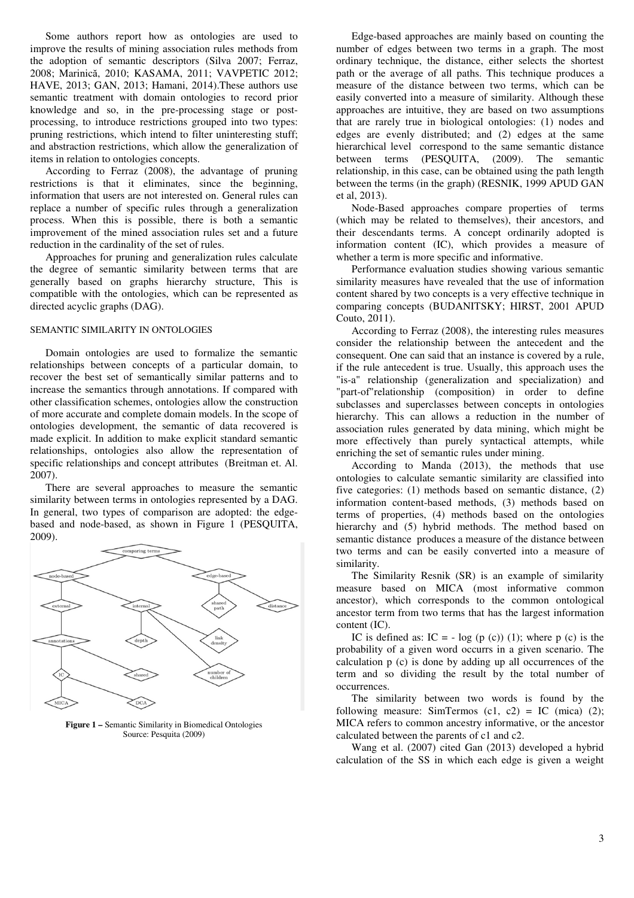Some authors report how as ontologies are used to improve the results of mining association rules methods from the adoption of semantic descriptors (Silva 2007; Ferraz, 2008; Marinică, 2010; KASAMA, 2011; VAVPETIC 2012; HAVE, 2013; GAN, 2013; Hamani, 2014).These authors use semantic treatment with domain ontologies to record prior knowledge and so, in the pre-processing stage or post-processing, to introduce restrictions grouped into two types: pruning restrictions, which intend to filter uninteresting stuff; and abstraction restrictions, which allow the generalization of items in relation to ontologies concepts.

According to Ferraz (2008), the advantage of pruning restrictions is that it eliminates, since the beginning, information that users are not interested on. General rules can replace a number of specific rules through a generalization process. When this is possible, there is both a semantic improvement of the mined association rules set and a future reduction in the cardinality of the set of rules.

Approaches for pruning and generalization rules calculate the degree of semantic similarity between terms that are generally based on graphs hierarchy structure, This is compatible with the ontologies, which can be represented as directed acyclic graphs (DAG).

## SEMANTIC SIMILARITY IN ONTOLOGIES

Domain ontologies are used to formalize the semantic relationships between concepts of a particular domain, to recover the best set of semantically similar patterns and to increase the semantics through annotations. If compared with other classification schemes, ontologies allow the construction of more accurate and complete domain models. In the scope of ontologies development, the semantic of data recovered is made explicit. In addition to make explicit standard semantic relationships, ontologies also allow the representation of specific relationships and concept attributes (Breitman et. Al. 2007).

There are several approaches to measure the semantic similarity between terms in ontologies represented by a DAG. In general, two types of comparison are adopted: the edge-based and node-based, as shown in Figure 1 (PESQUITA, 2009).

**Figure 1 –** Semantic Similarity in Biomedical Ontologies
Source: Pesquita (2009)

Edge-based approaches are mainly based on counting the number of edges between two terms in a graph. The most ordinary technique, the distance, either selects the shortest path or the average of all paths. This technique produces a measure of the distance between two terms, which can be easily converted into a measure of similarity. Although these approaches are intuitive, they are based on two assumptions that are rarely true in biological ontologies: (1) nodes and edges are evenly distributed; and (2) edges at the same hierarchical level correspond to the same semantic distance between terms (PESQUITA, (2009). The semantic relationship, in this case, can be obtained using the path length between the terms (in the graph) (RESNIK, 1999 APUD GAN et al, 2013).

Node-Based approaches compare properties of terms (which may be related to themselves), their ancestors, and their descendants terms. A concept ordinarily adopted is information content (IC), which provides a measure of whether a term is more specific and informative.

Performance evaluation studies showing various semantic similarity measures have revealed that the use of information content shared by two concepts is a very effective technique in comparing concepts (BUDANITSKY; HIRST, 2001 APUD Couto, 2011).

According to Ferraz (2008), the interesting rules measures consider the relationship between the antecedent and the consequent. One can said that an instance is covered by a rule, if the rule antecedent is true. Usually, this approach uses the "is-a" relationship (generalization and specialization) and "part-of"relationship (composition) in order to define subclasses and superclasses between concepts in ontologies hierarchy. This can allows a reduction in the number of association rules generated by data mining, which might be more effectively than purely syntactical attempts, while enriching the set of semantic rules under mining.

According to Manda (2013), the methods that use ontologies to calculate semantic similarity are classified into five categories: (1) methods based on semantic distance, (2) information content-based methods, (3) methods based on terms of properties, (4) methods based on the ontologies hierarchy and (5) hybrid methods. The method based on semantic distance produces a measure of the distance between two terms and can be easily converted into a measure of similarity.

The Similarity Resnik (SR) is an example of similarity measure based on MICA (most informative common ancestor), which corresponds to the common ontological ancestor term from two terms that has the largest information content (IC).

IC is defined as: $IC = -\log(p(c))$ (1); where p (c) is the probability of a given word occurrs in a given scenario. The calculation p (c) is done by adding up all occurrences of the term and so dividing the result by the total number of occurrences.

The similarity between two words is found by the following measure: $SimTermos(c1, c2) = IC(mica)$ (2); MICA refers to common ancestry informative, or the ancestor calculated between the parents of c1 and c2.

Wang et al. (2007) cited Gan (2013) developed a hybrid calculation of the SS in which each edge is given a weight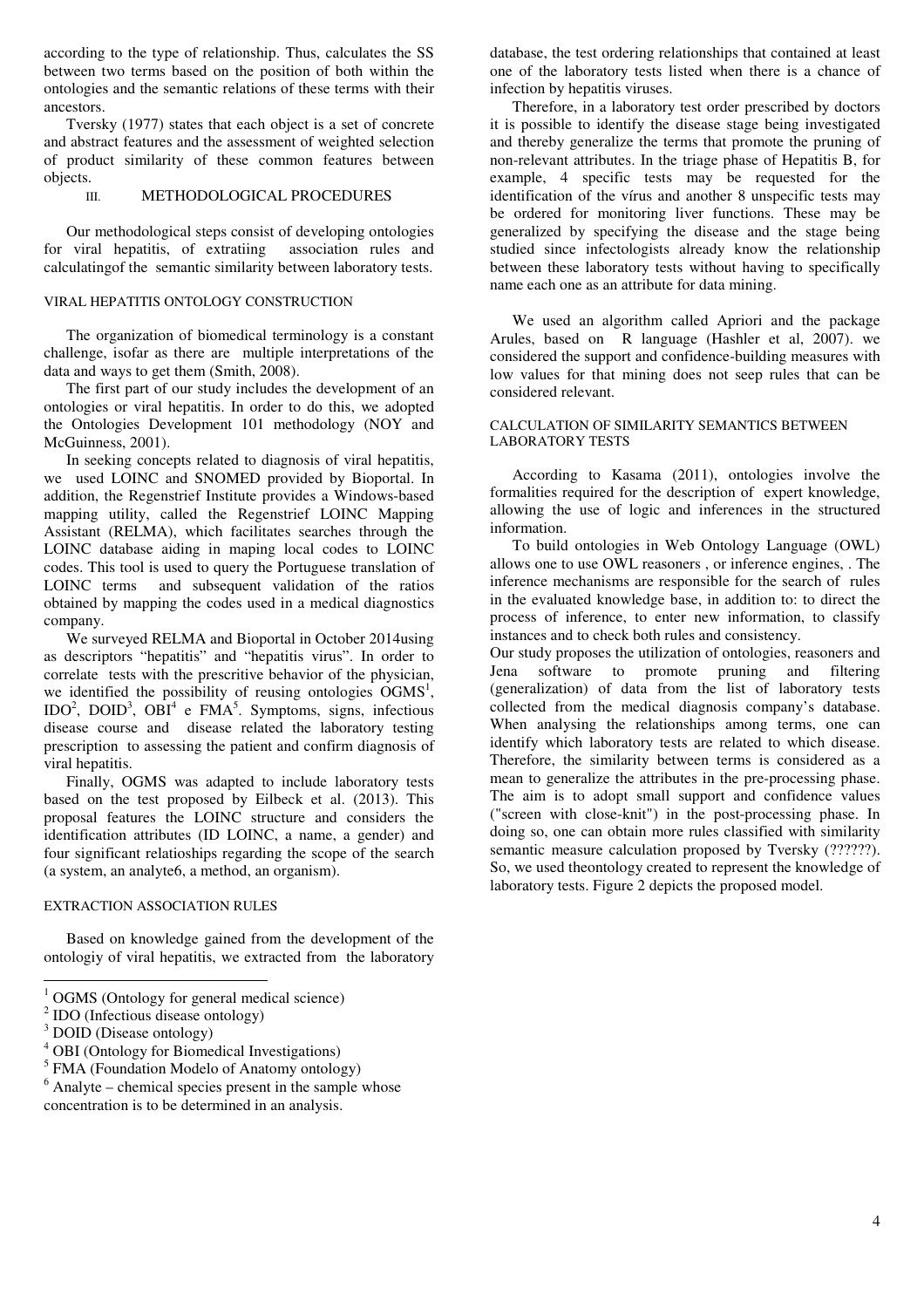according to the type of relationship. Thus, calculates the SS between two terms based on the position of both within the ontologies and the semantic relations of these terms with their ancestors.

Tversky (1977) states that each object is a set of concrete and abstract features and the assessment of weighted selection of product similarity of these common features between objects.

## III. METHODOLOGICAL PROCEDURES

Our methodological steps consist of developing ontologies for viral hepatitis, of extratiing association rules and calculatingof the semantic similarity between laboratory tests.

### VIRAL HEPATITIS ONTOLOGY CONSTRUCTION

The organization of biomedical terminology is a constant challenge, isofar as there are multiple interpretations of the data and ways to get them (Smith, 2008).

The first part of our study includes the development of an ontologies or viral hepatitis. In order to do this, we adopted the Ontologies Development 101 methodology (NOY and McGuinness, 2001).

In seeking concepts related to diagnosis of viral hepatitis, we used LOINC and SNOMED provided by Bioportal. In addition, the Regenstrief Institute provides a Windows-based mapping utility, called the Regenstrief LOINC Mapping Assistant (RELMA), which facilitates searches through the LOINC database aiding in maping local codes to LOINC codes. This tool is used to query the Portuguese translation of LOINC terms and subsequent validation of the ratios obtained by mapping the codes used in a medical diagnostics company.

We surveyed RELMA and Bioportal in October 2014using as descriptors "hepatitis" and "hepatitis virus". In order to correlate tests with the prescritive behavior of the physician, we identified the possibility of reusing ontologies OGMS[1], IDO[2], DOID[3], OBI[4] e FMA[5]. Symptoms, signs, infectious disease course and disease related the laboratory testing prescription to assessing the patient and confirm diagnosis of viral hepatitis.

Finally, OGMS was adapted to include laboratory tests based on the test proposed by Eilbeck et al. (2013). This proposal features the LOINC structure and considers the identification attributes (ID LOINC, a name, a gender) and four significant relatioships regarding the scope of the search (a system, an analyte6, a method, an organism).

### EXTRACTION ASSOCIATION RULES

Based on knowledge gained from the development of the ontologiy of viral hepatitis, we extracted from the laboratory database, the test ordering relationships that contained at least one of the laboratory tests listed when there is a chance of infection by hepatitis viruses.

Therefore, in a laboratory test order prescribed by doctors it is possible to identify the disease stage being investigated and thereby generalize the terms that promote the pruning of non-relevant attributes. In the triage phase of Hepatitis B, for example, 4 specific tests may be requested for the identification of the vírus and another 8 unspecific tests may be ordered for monitoring liver functions. These may be generalized by specifying the disease and the stage being studied since infectologists already know the relationship between these laboratory tests without having to specifically name each one as an attribute for data mining.

We used an algorithm called Apriori and the package Arules, based on R language (Hashler et al, 2007). we considered the support and confidence-building measures with low values for that mining does not seep rules that can be considered relevant.

### CALCULATION OF SIMILARITY SEMANTICS BETWEEN LABORATORY TESTS

According to Kasama (2011), ontologies involve the formalities required for the description of expert knowledge, allowing the use of logic and inferences in the structured information.

To build ontologies in Web Ontology Language (OWL) allows one to use OWL reasoners , or inference engines, . The inference mechanisms are responsible for the search of rules in the evaluated knowledge base, in addition to: to direct the process of inference, to enter new information, to classify instances and to check both rules and consistency.

Our study proposes the utilization of ontologies, reasoners and Jena software to promote pruning and filtering (generalization) of data from the list of laboratory tests collected from the medical diagnosis company's database. When analysing the relationships among terms, one can identify which laboratory tests are related to which disease. Therefore, the similarity between terms is considered as a mean to generalize the attributes in the pre-processing phase. The aim is to adopt small support and confidence values ("screen with close-knit") in the post-processing phase. In doing so, one can obtain more rules classified with similarity semantic measure calculation proposed by Tversky (??????). So, we used theontology created to represent the knowledge of laboratory tests. Figure 2 depicts the proposed model.

---

[1] OGMS (Ontology for general medical science)

[2] IDO (Infectious disease ontology)

[3] DOID (Disease ontology)

[4] OBI (Ontology for Biomedical Investigations)

[5] FMA (Foundation Modelo of Anatomy ontology)

[6] Analyte – chemical species present in the sample whose concentration is to be determined in an analysis.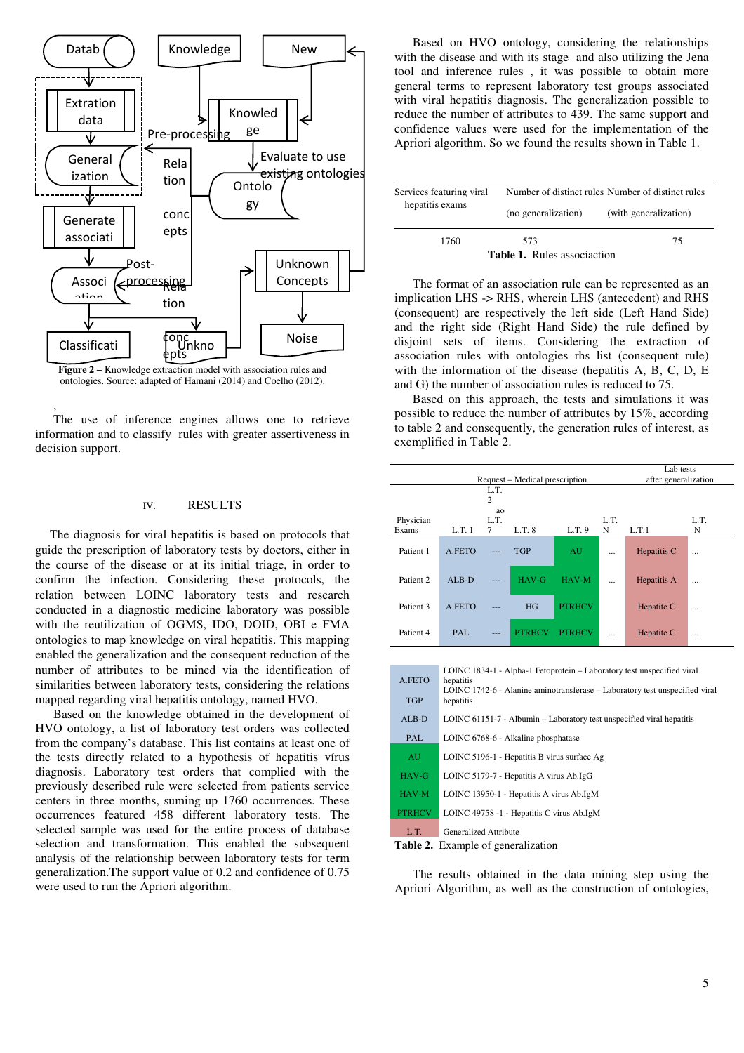**Figure 2 –** Knowledge extraction model with association rules and ontologies. Source: adapted of Hamani (2014) and Coelho (2012).

The use of inference engines allows one to retrieve information and to classify rules with greater assertiveness in decision support.

## IV. RESULTS

The diagnosis for viral hepatitis is based on protocols that guide the prescription of laboratory tests by doctors, either in the course of the disease or at its initial triage, in order to confirm the infection. Considering these protocols, the relation between LOINC laboratory tests and research conducted in a diagnostic medicine laboratory was possible with the reutilization of OGMS, IDO, DOID, OBI e FMA ontologies to map knowledge on viral hepatitis. This mapping enabled the generalization and the consequent reduction of the number of attributes to be mined via the identification of similarities between laboratory tests, considering the relations mapped regarding viral hepatitis ontology, named HVO.

Based on the knowledge obtained in the development of HVO ontology, a list of laboratory test orders was collected from the company's database. This list contains at least one of the tests directly related to a hypothesis of hepatitis vírus diagnosis. Laboratory test orders that complied with the previously described rule were selected from patients service centers in three months, suming up 1760 occurrences. These occurrences featured 458 different laboratory tests. The selected sample was used for the entire process of database selection and transformation. This enabled the subsequent analysis of the relationship between laboratory tests for term generalization.The support value of 0.2 and confidence of 0.75 were used to run the Apriori algorithm.

Based on HVO ontology, considering the relationships with the disease and with its stage and also utilizing the Jena tool and inference rules , it was possible to obtain more general terms to represent laboratory test groups associated with viral hepatitis diagnosis. The generalization possible to reduce the number of attributes to 439. The same support and confidence values were used for the implementation of the Apriori algorithm. So we found the results shown in Table 1.

| Services featuring viral hepatitis exams | Number of distinct rules (no generalization) | Number of distinct rules (with generalization) |
|---|---|---|
| 1760 | 573 | 75 |

**Table 1.** Rules associaction

The format of an association rule can be represented as an implication LHS -> RHS, wherein LHS (antecedent) and RHS (consequent) are respectively the left side (Left Hand Side) and the right side (Right Hand Side) the rule defined by disjoint sets of items. Considering the extraction of association rules with ontologies rhs list (consequent rule) with the information of the disease (hepatitis A, B, C, D, E and G) the number of association rules is reduced to 75.

Based on this approach, the tests and simulations it was possible to reduce the number of attributes by 15%, according to table 2 and consequently, the generation rules of interest, as exemplified in Table 2.

| | Request – Medical prescription | | | | | Lab tests after generalization | |
|---|---|---|---|---|---|---|---|
| Physician Exams | L.T. 1 | L.T. 2 ao L.T. 7 | L.T. 8 | L.T. 9 | L.T. N | L.T.1 | L.T. N |
| Patient 1 | A.FETO | --- | TGP | AU | ... | Hepatitis C | ... |
| Patient 2 | ALB-D | --- | HAV-G | HAV-M | ... | Hepatitis A | ... |
| Patient 3 | A.FETO | --- | HG | PTRHCV | | Hepatite C | ... |
| Patient 4 | PAL | --- | PTRHCV | PTRHCV | ... | Hepatite C | ... |

| Code | Description |
|---|---|
| A.FETO | LOINC 1834-1 - Alpha-1 Fetoprotein – Laboratory test unspecified viral hepatitis |
| TGP | LOINC 1742-6 - Alanine aminotransferase – Laboratory test unspecified viral hepatitis |
| ALB-D | LOINC 61151-7 - Albumin – Laboratory test unspecified viral hepatitis |
| PAL | LOINC 6768-6 - Alkaline phosphatase |
| AU | LOINC 5196-1 - Hepatitis B virus surface Ag |
| HAV-G | LOINC 5179-7 - Hepatitis A virus Ab.IgG |
| HAV-M | LOINC 13950-1 - Hepatitis A virus Ab.IgM |
| PTRHCV | LOINC 49758 -1 - Hepatitis C virus Ab.IgM |
| L.T. | Generalized Attribute |

**Table 2.** Example of generalization

The results obtained in the data mining step using the Apriori Algorithm, as well as the construction of ontologies,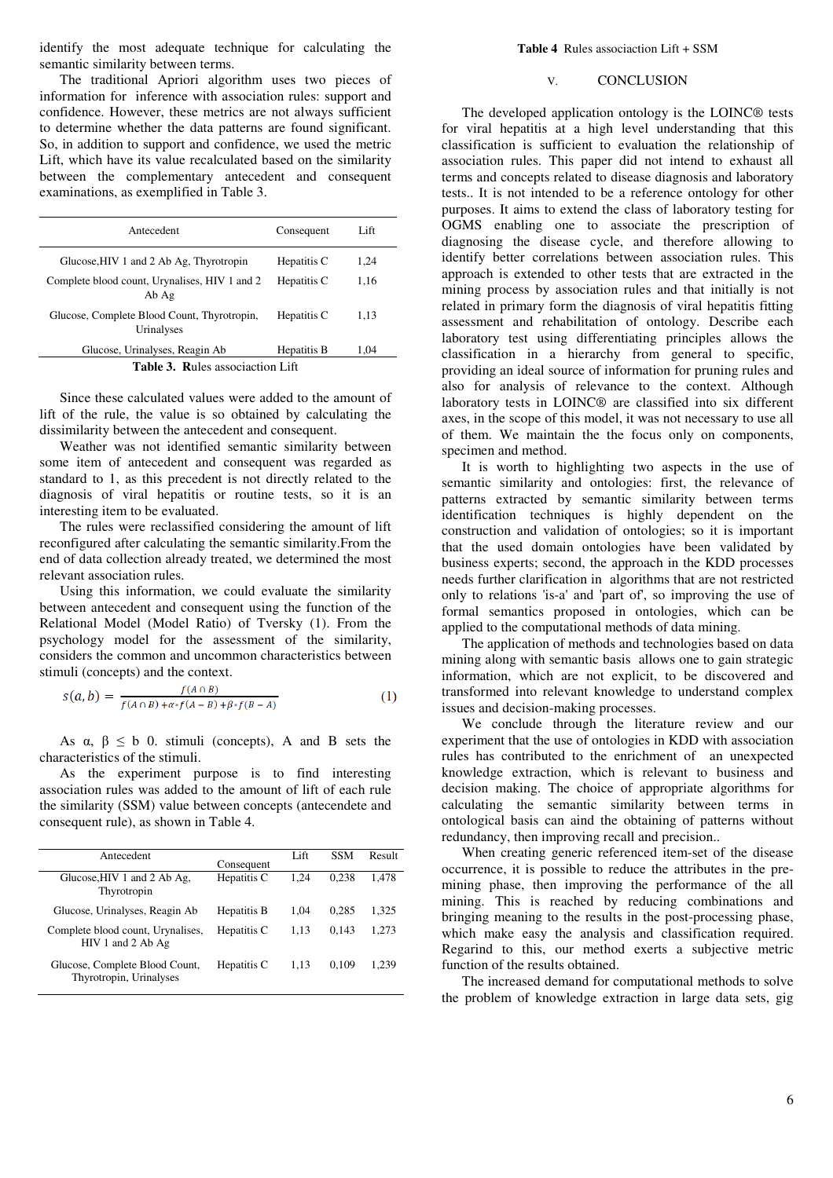identify the most adequate technique for calculating the semantic similarity between terms.

The traditional Apriori algorithm uses two pieces of information for inference with association rules: support and confidence. However, these metrics are not always sufficient to determine whether the data patterns are found significant. So, in addition to support and confidence, we used the metric Lift, which have its value recalculated based on the similarity between the complementary antecedent and consequent examinations, as exemplified in Table 3.

| Antecedent | Consequent | Lift |
|---|---|---|
| Glucose,HIV 1 and 2 Ab Ag, Thyrotropin | Hepatitis C | 1,24 |
| Complete blood count, Urynalises, HIV 1 and 2 Ab Ag | Hepatitis C | 1,16 |
| Glucose, Complete Blood Count, Thyrotropin, Urinalyses | Hepatitis C | 1,13 |
| Glucose, Urinalyses, Reagin Ab | Hepatitis B | 1,04 |

**Table 3. R**ules associaction Lift

Since these calculated values were added to the amount of lift of the rule, the value is so obtained by calculating the dissimilarity between the antecedent and consequent.

Weather was not identified semantic similarity between some item of antecedent and consequent was regarded as standard to 1, as this precedent is not directly related to the diagnosis of viral hepatitis or routine tests, so it is an interesting item to be evaluated.

The rules were reclassified considering the amount of lift reconfigured after calculating the semantic similarity.From the end of data collection already treated, we determined the most relevant association rules.

Using this information, we could evaluate the similarity between antecedent and consequent using the function of the Relational Model (Model Ratio) of Tversky (1). From the psychology model for the assessment of the similarity, considers the common and uncommon characteristics between stimuli (concepts) and the context.

$$s(a,b) = \frac{f(A \cap B)}{f(A \cap B) + \alpha * f(A - B) + \beta * f(B - A)} \quad (1)$$

As α, β ≤ b 0. stimuli (concepts), A and B sets the characteristics of the stimuli.

As the experiment purpose is to find interesting association rules was added to the amount of lift of each rule the similarity (SSM) value between concepts (antecendete and consequent rule), as shown in Table 4.

**Table 4** Rules associaction Lift + SSM

| Antecedent | Consequent | Lift | SSM | Result |
|---|---|---|---|---|
| Glucose,HIV 1 and 2 Ab Ag, Thyrotropin | Hepatitis C | 1,24 | 0,238 | 1,478 |
| Glucose, Urinalyses, Reagin Ab | Hepatitis B | 1,04 | 0,285 | 1,325 |
| Complete blood count, Urynalises, HIV 1 and 2 Ab Ag | Hepatitis C | 1,13 | 0,143 | 1,273 |
| Glucose, Complete Blood Count, Thyrotropin, Urinalyses | Hepatitis C | 1,13 | 0,109 | 1,239 |

## V. CONCLUSION

The developed application ontology is the LOINC® tests for viral hepatitis at a high level understanding that this classification is sufficient to evaluation the relationship of association rules. This paper did not intend to exhaust all terms and concepts related to disease diagnosis and laboratory tests.. It is not intended to be a reference ontology for other purposes. It aims to extend the class of laboratory testing for OGMS enabling one to associate the prescription of diagnosing the disease cycle, and therefore allowing to identify better correlations between association rules. This approach is extended to other tests that are extracted in the mining process by association rules and that initially is not related in primary form the diagnosis of viral hepatitis fitting assessment and rehabilitation of ontology. Describe each laboratory test using differentiating principles allows the classification in a hierarchy from general to specific, providing an ideal source of information for pruning rules and also for analysis of relevance to the context. Although laboratory tests in LOINC® are classified into six different axes, in the scope of this model, it was not necessary to use all of them. We maintain the the focus only on components, specimen and method.

It is worth to highlighting two aspects in the use of semantic similarity and ontologies: first, the relevance of patterns extracted by semantic similarity between terms identification techniques is highly dependent on the construction and validation of ontologies; so it is important that the used domain ontologies have been validated by business experts; second, the approach in the KDD processes needs further clarification in algorithms that are not restricted only to relations 'is-a' and 'part of', so improving the use of formal semantics proposed in ontologies, which can be applied to the computational methods of data mining.

The application of methods and technologies based on data mining along with semantic basis allows one to gain strategic information, which are not explicit, to be discovered and transformed into relevant knowledge to understand complex issues and decision-making processes.

We conclude through the literature review and our experiment that the use of ontologies in KDD with association rules has contributed to the enrichment of an unexpected knowledge extraction, which is relevant to business and decision making. The choice of appropriate algorithms for calculating the semantic similarity between terms in ontological basis can aind the obtaining of patterns without redundancy, then improving recall and precision..

When creating generic referenced item-set of the disease occurrence, it is possible to reduce the attributes in the pre-mining phase, then improving the performance of the all mining. This is reached by reducing combinations and bringing meaning to the results in the post-processing phase, which make easy the analysis and classification required. Regarind to this, our method exerts a subjective metric function of the results obtained.

The increased demand for computational methods to solve the problem of knowledge extraction in large data sets, gig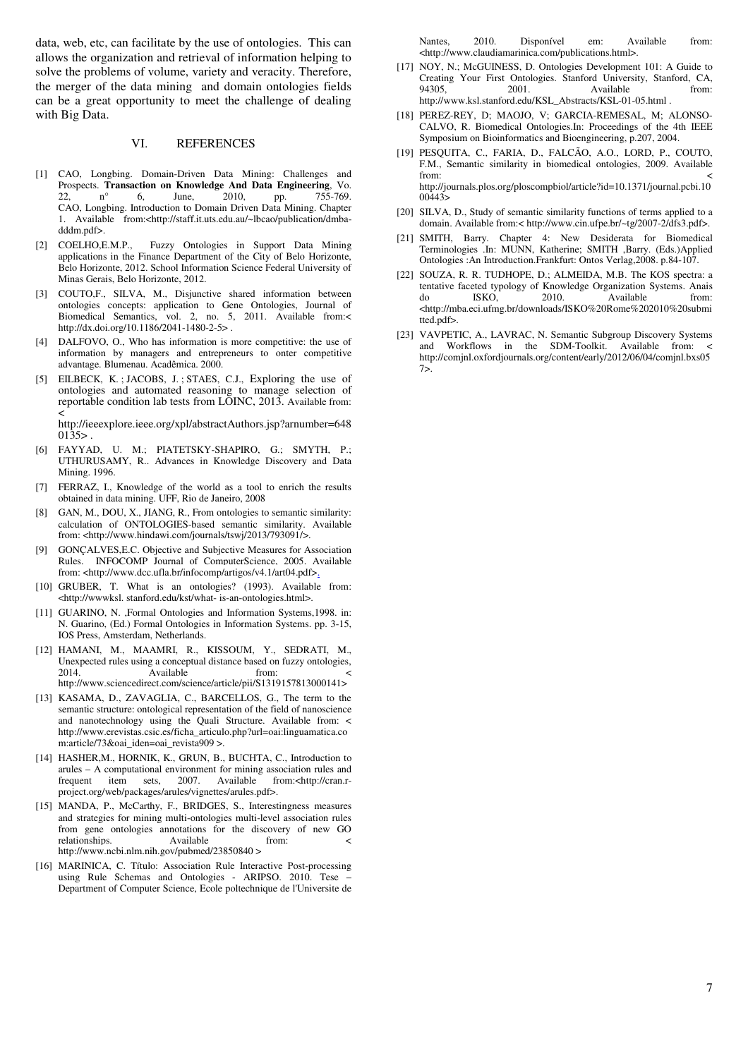data, web, etc, can facilitate by the use of ontologies. This can allows the organization and retrieval of information helping to solve the problems of volume, variety and veracity. Therefore, the merger of the data mining and domain ontologies fields can be a great opportunity to meet the challenge of dealing with Big Data.

## VI. REFERENCES

[1] CAO, Longbing. Domain-Driven Data Mining: Challenges and Prospects. **Transaction on Knowledge And Data Engineering**, Vo. 22, n° 6, June, 2010, pp. 755-769. CAO, Longbing. Introduction to Domain Driven Data Mining. Chapter 1. Available from:<http://staff.it.uts.edu.au/~lbcao/publication/dmba-dddm.pdf>.

[2] COELHO,E.M.P., Fuzzy Ontologies in Support Data Mining applications in the Finance Department of the City of Belo Horizonte, Belo Horizonte, 2012. School Information Science Federal University of Minas Gerais, Belo Horizonte, 2012.

[3] COUTO,F., SILVA, M., Disjunctive shared information between ontologies concepts: application to Gene Ontologies, Journal of Biomedical Semantics, vol. 2, no. 5, 2011. Available from:< http://dx.doi.org/10.1186/2041-1480-2-5> .

[4] DALFOVO, O., Who has information is more competitive: the use of information by managers and entrepreneurs to onter competitive advantage. Blumenau. Acadêmica. 2000.

[5] EILBECK, K. ; JACOBS, J. ; STAES, C.J., Exploring the use of ontologies and automated reasoning to manage selection of reportable condition lab tests from LOINC, 2013. Available from: < http://ieeexplore.ieee.org/xpl/abstractAuthors.jsp?arnumber=6480135> .

[6] FAYYAD, U. M.; PIATETSKY-SHAPIRO, G.; SMYTH, P.; UTHURUSAMY, R.. Advances in Knowledge Discovery and Data Mining. 1996.

[7] FERRAZ, I., Knowledge of the world as a tool to enrich the results obtained in data mining. UFF, Rio de Janeiro, 2008

[8] GAN, M., DOU, X., JIANG, R., From ontologies to semantic similarity: calculation of ONTOLOGIES-based semantic similarity. Available from: <http://www.hindawi.com/journals/tswj/2013/793091/>.

[9] GONÇALVES,E.C. Objective and Subjective Measures for Association Rules. INFOCOMP Journal of ComputerScience, 2005. Available from: <http://www.dcc.ufla.br/infocomp/artigos/v4.1/art04.pdf>.

[10] GRUBER, T. What is an ontologies? (1993). Available from: <http://wwwksl. stanford.edu/kst/what- is-an-ontologies.html>.

[11] GUARINO, N. ,Formal Ontologies and Information Systems,1998. in: N. Guarino, (Ed.) Formal Ontologies in Information Systems. pp. 3-15, IOS Press, Amsterdam, Netherlands.

[12] HAMANI, M., MAAMRI, R., KISSOUM, Y., SEDRATI, M., Unexpected rules using a conceptual distance based on fuzzy ontologies, 2014. Available from: < http://www.sciencedirect.com/science/article/pii/S1319157813000141>

[13] KASAMA, D., ZAVAGLIA, C., BARCELLOS, G., The term to the semantic structure: ontological representation of the field of nanoscience and nanotechnology using the Quali Structure. Available from: < http://www.erevistas.csic.es/ficha_articulo.php?url=oai:linguamatica.com:article/73&oai_iden=oai_revista909 >.

[14] HASHER,M., HORNIK, K., GRUN, B., BUCHTA, C., Introduction to arules – A computational environment for mining association rules and frequent item sets, 2007. Available from:<http://cran.r-project.org/web/packages/arules/vignettes/arules.pdf>.

[15] MANDA, P., McCarthy, F., BRIDGES, S., Interestingness measures and strategies for mining multi-ontologies multi-level association rules from gene ontologies annotations for the discovery of new GO relationships. Available from: < http://www.ncbi.nlm.nih.gov/pubmed/23850840 >

[16] MARINICA, C. Título: Association Rule Interactive Post-processing using Rule Schemas and Ontologies - ARIPSO. 2010. Tese – Department of Computer Science, Ecole poltechnique de l'Universite de Nantes, 2010. Disponível em: Available from: <http://www.claudiamarinica.com/publications.html>.

[17] NOY, N.; McGUINESS, D. Ontologies Development 101: A Guide to Creating Your First Ontologies. Stanford University, Stanford, CA, 94305, 2001. Available from: http://www.ksl.stanford.edu/KSL_Abstracts/KSL-01-05.html .

[18] PEREZ-REY, D; MAOJO, V; GARCIA-REMESAL, M; ALONSO-CALVO, R. Biomedical Ontologies.In: Proceedings of the 4th IEEE Symposium on Bioinformatics and Bioengineering, p.207, 2004.

[19] PESQUITA, C., FARIA, D., FALCÃO, A.O., LORD, P., COUTO, F.M., Semantic similarity in biomedical ontologies, 2009. Available from: < http://journals.plos.org/ploscompbiol/article?id=10.1371/journal.pcbi.1000443>

[20] SILVA, D., Study of semantic similarity functions of terms applied to a domain. Available from:< http://www.cin.ufpe.br/~tg/2007-2/dfs3.pdf>.

[21] SMITH, Barry. Chapter 4: New Desiderata for Biomedical Terminologies .In: MUNN, Katherine; SMITH ,Barry. (Eds.)Applied Ontologies :An Introduction.Frankfurt: Ontos Verlag,2008. p.84-107.

[22] SOUZA, R. R. TUDHOPE, D.; ALMEIDA, M.B. The KOS spectra: a tentative faceted typology of Knowledge Organization Systems. Anais do ISKO, 2010. Available from: <http://mba.eci.ufmg.br/downloads/ISKO%20Rome%202010%20submitted.pdf>.

[23] VAVPETIC, A., LAVRAC, N. Semantic Subgroup Discovery Systems and Workflows in the SDM-Toolkit. Available from: < http://comjnl.oxfordjournals.org/content/early/2012/06/04/comjnl.bxs057>.